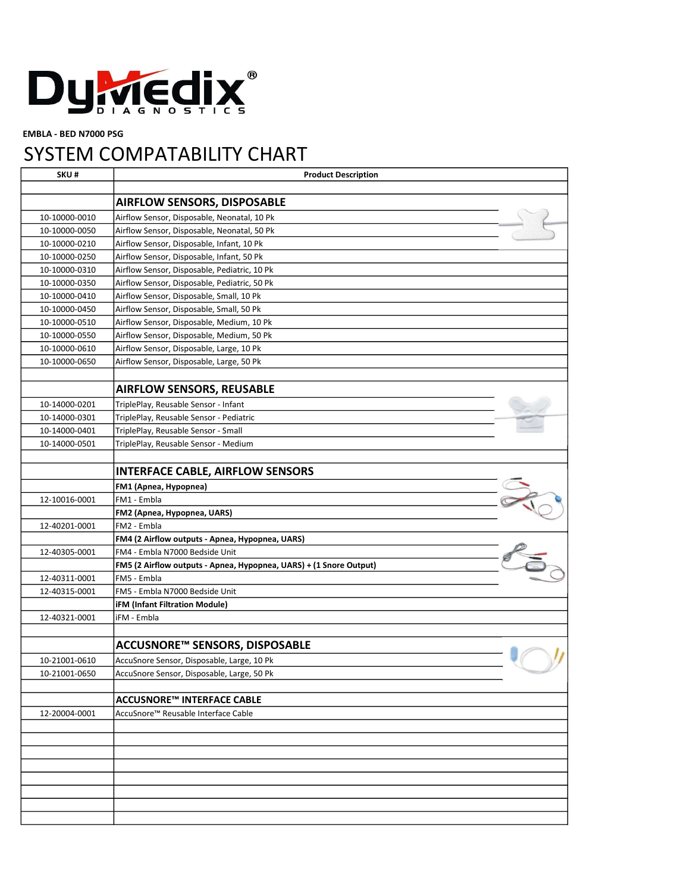DyMedix® DIAGNOSTICS

**EMBLA - BED N7000 PSG**

# SYSTEM COMPATABILITY CHART

| SKU # | Product Description |
| --- | --- |
| | |
| | **AIRFLOW SENSORS, DISPOSABLE** |
| 10-10000-0010 | Airflow Sensor, Disposable, Neonatal, 10 Pk |
| 10-10000-0050 | Airflow Sensor, Disposable, Neonatal, 50 Pk |
| 10-10000-0210 | Airflow Sensor, Disposable, Infant, 10 Pk |
| 10-10000-0250 | Airflow Sensor, Disposable, Infant, 50 Pk |
| 10-10000-0310 | Airflow Sensor, Disposable, Pediatric, 10 Pk |
| 10-10000-0350 | Airflow Sensor, Disposable, Pediatric, 50 Pk |
| 10-10000-0410 | Airflow Sensor, Disposable, Small, 10 Pk |
| 10-10000-0450 | Airflow Sensor, Disposable, Small, 50 Pk |
| 10-10000-0510 | Airflow Sensor, Disposable, Medium, 10 Pk |
| 10-10000-0550 | Airflow Sensor, Disposable, Medium, 50 Pk |
| 10-10000-0610 | Airflow Sensor, Disposable, Large, 10 Pk |
| 10-10000-0650 | Airflow Sensor, Disposable, Large, 50 Pk |
| | |
| | **AIRFLOW SENSORS, REUSABLE** |
| 10-14000-0201 | TriplePlay, Reusable Sensor - Infant |
| 10-14000-0301 | TriplePlay, Reusable Sensor - Pediatric |
| 10-14000-0401 | TriplePlay, Reusable Sensor - Small |
| 10-14000-0501 | TriplePlay, Reusable Sensor - Medium |
| | |
| | **INTERFACE CABLE, AIRFLOW SENSORS** |
| | **FM1 (Apnea, Hypopnea)** |
| 12-10016-0001 | FM1 - Embla |
| | **FM2 (Apnea, Hypopnea, UARS)** |
| 12-40201-0001 | FM2 - Embla |
| | **FM4 (2 Airflow outputs - Apnea, Hypopnea, UARS)** |
| 12-40305-0001 | FM4 - Embla N7000 Bedside Unit |
| | **FM5 (2 Airflow outputs - Apnea, Hypopnea, UARS) + (1 Snore Output)** |
| 12-40311-0001 | FM5 - Embla |
| 12-40315-0001 | FM5 - Embla N7000 Bedside Unit |
| | **iFM (Infant Filtration Module)** |
| 12-40321-0001 | iFM - Embla |
| | |
| | **ACCUSNORE™ SENSORS, DISPOSABLE** |
| 10-21001-0610 | AccuSnore Sensor, Disposable, Large, 10 Pk |
| 10-21001-0650 | AccuSnore Sensor, Disposable, Large, 50 Pk |
| | |
| | **ACCUSNORE™ INTERFACE CABLE** |
| 12-20004-0001 | AccuSnore™ Reusable Interface Cable |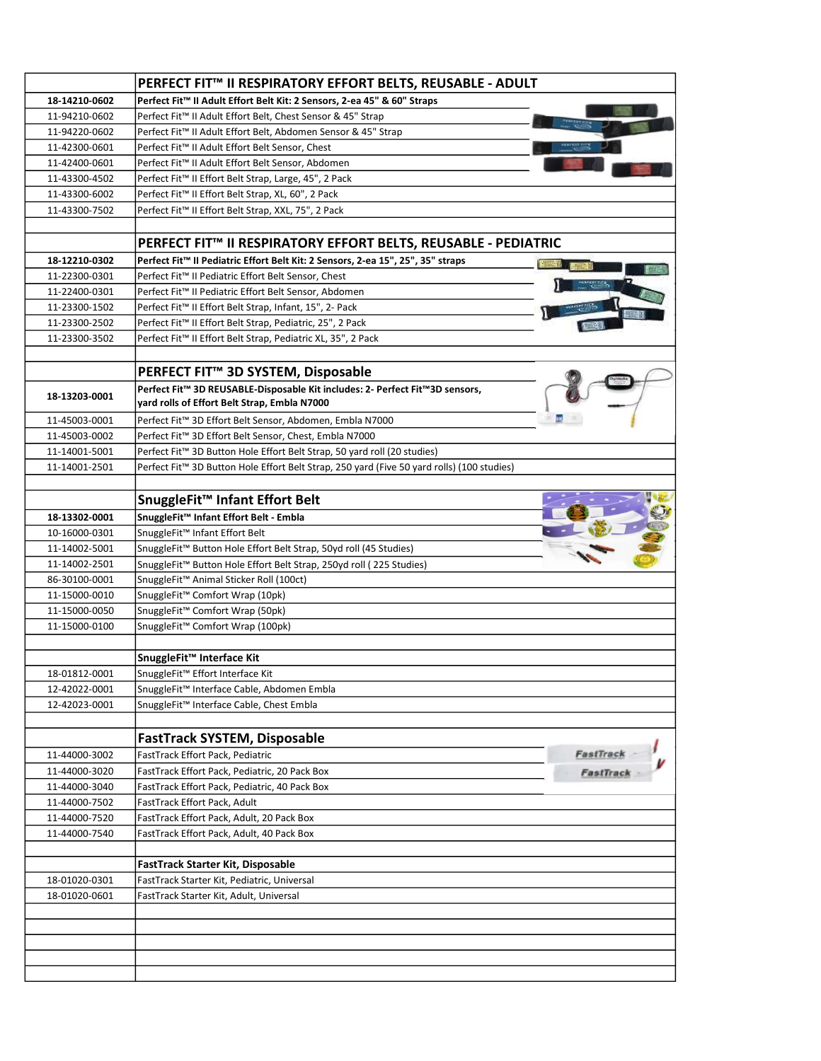| | PERFECT FIT™ II RESPIRATORY EFFORT BELTS, REUSABLE - ADULT |
|---|---|
| **18-14210-0602** | **Perfect Fit™ II Adult Effort Belt Kit: 2 Sensors, 2-ea 45" & 60" Straps** |
| 11-94210-0602 | Perfect Fit™ II Adult Effort Belt, Chest Sensor & 45" Strap |
| 11-94220-0602 | Perfect Fit™ II Adult Effort Belt, Abdomen Sensor & 45" Strap |
| 11-42300-0601 | Perfect Fit™ II Adult Effort Belt Sensor, Chest |
| 11-42400-0601 | Perfect Fit™ II Adult Effort Belt Sensor, Abdomen |
| 11-43300-4502 | Perfect Fit™ II Effort Belt Strap, Large, 45", 2 Pack |
| 11-43300-6002 | Perfect Fit™ II Effort Belt Strap, XL, 60", 2 Pack |
| 11-43300-7502 | Perfect Fit™ II Effort Belt Strap, XXL, 75", 2 Pack |
| | |
| | **PERFECT FIT™ II RESPIRATORY EFFORT BELTS, REUSABLE - PEDIATRIC** |
| **18-12210-0302** | **Perfect Fit™ II Pediatric Effort Belt Kit: 2 Sensors, 2-ea 15", 25", 35" straps** |
| 11-22300-0301 | Perfect Fit™ II Pediatric Effort Belt Sensor, Chest |
| 11-22400-0301 | Perfect Fit™ II Pediatric Effort Belt Sensor, Abdomen |
| 11-23300-1502 | Perfect Fit™ II Effort Belt Strap, Infant, 15", 2- Pack |
| 11-23300-2502 | Perfect Fit™ II Effort Belt Strap, Pediatric, 25", 2 Pack |
| 11-23300-3502 | Perfect Fit™ II Effort Belt Strap, Pediatric XL, 35", 2 Pack |
| | |
| | **PERFECT FIT™ 3D SYSTEM, Disposable** |
| **18-13203-0001** | **Perfect Fit™ 3D REUSABLE-Disposable Kit includes: 2- Perfect Fit™3D sensors, yard rolls of Effort Belt Strap, Embla N7000** |
| 11-45003-0001 | Perfect Fit™ 3D Effort Belt Sensor, Abdomen, Embla N7000 |
| 11-45003-0002 | Perfect Fit™ 3D Effort Belt Sensor, Chest, Embla N7000 |
| 11-14001-5001 | Perfect Fit™ 3D Button Hole Effort Belt Strap, 50 yard roll (20 studies) |
| 11-14001-2501 | Perfect Fit™ 3D Button Hole Effort Belt Strap, 250 yard (Five 50 yard rolls) (100 studies) |
| | |
| | **SnuggleFit™ Infant Effort Belt** |
| **18-13302-0001** | **SnuggleFit™ Infant Effort Belt - Embla** |
| 10-16000-0301 | SnuggleFit™ Infant Effort Belt |
| 11-14002-5001 | SnuggleFit™ Button Hole Effort Belt Strap, 50yd roll (45 Studies) |
| 11-14002-2501 | SnuggleFit™ Button Hole Effort Belt Strap, 250yd roll ( 225 Studies) |
| 86-30100-0001 | SnuggleFit™ Animal Sticker Roll (100ct) |
| 11-15000-0010 | SnuggleFit™ Comfort Wrap (10pk) |
| 11-15000-0050 | SnuggleFit™ Comfort Wrap (50pk) |
| 11-15000-0100 | SnuggleFit™ Comfort Wrap (100pk) |
| | |
| | **SnuggleFit™ Interface Kit** |
| 18-01812-0001 | SnuggleFit™ Effort Interface Kit |
| 12-42022-0001 | SnuggleFit™ Interface Cable, Abdomen Embla |
| 12-42023-0001 | SnuggleFit™ Interface Cable, Chest Embla |
| | |
| | **FastTrack SYSTEM, Disposable** |
| 11-44000-3002 | FastTrack Effort Pack, Pediatric |
| 11-44000-3020 | FastTrack Effort Pack, Pediatric, 20 Pack Box |
| 11-44000-3040 | FastTrack Effort Pack, Pediatric, 40 Pack Box |
| 11-44000-7502 | FastTrack Effort Pack, Adult |
| 11-44000-7520 | FastTrack Effort Pack, Adult, 20 Pack Box |
| 11-44000-7540 | FastTrack Effort Pack, Adult, 40 Pack Box |
| | |
| | **FastTrack Starter Kit, Disposable** |
| 18-01020-0301 | FastTrack Starter Kit, Pediatric, Universal |
| 18-01020-0601 | FastTrack Starter Kit, Adult, Universal |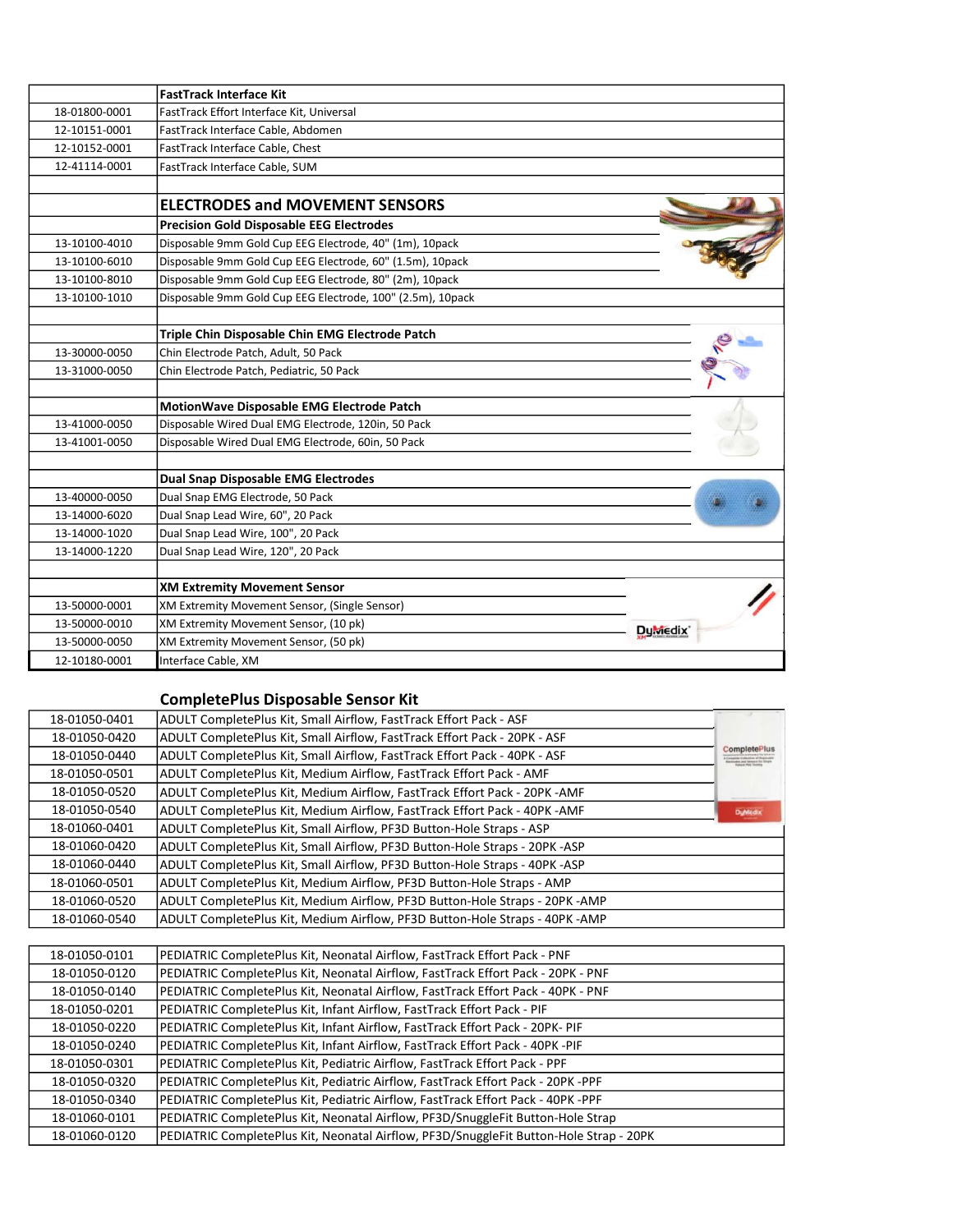| | FastTrack Interface Kit |
|---|---|
| 18-01800-0001 | FastTrack Effort Interface Kit, Universal |
| 12-10151-0001 | FastTrack Interface Cable, Abdomen |
| 12-10152-0001 | FastTrack Interface Cable, Chest |
| 12-41114-0001 | FastTrack Interface Cable, SUM |
| | |
| | **ELECTRODES and MOVEMENT SENSORS** |
| | **Precision Gold Disposable EEG Electrodes** |
| 13-10100-4010 | Disposable 9mm Gold Cup EEG Electrode, 40" (1m), 10pack |
| 13-10100-6010 | Disposable 9mm Gold Cup EEG Electrode, 60" (1.5m), 10pack |
| 13-10100-8010 | Disposable 9mm Gold Cup EEG Electrode, 80" (2m), 10pack |
| 13-10100-1010 | Disposable 9mm Gold Cup EEG Electrode, 100" (2.5m), 10pack |
| | |
| | **Triple Chin Disposable Chin EMG Electrode Patch** |
| 13-30000-0050 | Chin Electrode Patch, Adult, 50 Pack |
| 13-31000-0050 | Chin Electrode Patch, Pediatric, 50 Pack |
| | |
| | **MotionWave Disposable EMG Electrode Patch** |
| 13-41000-0050 | Disposable Wired Dual EMG Electrode, 120in, 50 Pack |
| 13-41001-0050 | Disposable Wired Dual EMG Electrode, 60in, 50 Pack |
| | |
| | **Dual Snap Disposable EMG Electrodes** |
| 13-40000-0050 | Dual Snap EMG Electrode, 50 Pack |
| 13-14000-6020 | Dual Snap Lead Wire, 60", 20 Pack |
| 13-14000-1020 | Dual Snap Lead Wire, 100", 20 Pack |
| 13-14000-1220 | Dual Snap Lead Wire, 120", 20 Pack |
| | |
| | **XM Extremity Movement Sensor** |
| 13-50000-0001 | XM Extremity Movement Sensor, (Single Sensor) |
| 13-50000-0010 | XM Extremity Movement Sensor, (10 pk) |
| 13-50000-0050 | XM Extremity Movement Sensor, (50 pk) |
| 12-10180-0001 | Interface Cable, XM |

## CompletePlus Disposable Sensor Kit

| | |
|---|---|
| 18-01050-0401 | ADULT CompletePlus Kit, Small Airflow, FastTrack Effort Pack - ASF |
| 18-01050-0420 | ADULT CompletePlus Kit, Small Airflow, FastTrack Effort Pack - 20PK - ASF |
| 18-01050-0440 | ADULT CompletePlus Kit, Small Airflow, FastTrack Effort Pack - 40PK - ASF |
| 18-01050-0501 | ADULT CompletePlus Kit, Medium Airflow, FastTrack Effort Pack - AMF |
| 18-01050-0520 | ADULT CompletePlus Kit, Medium Airflow, FastTrack Effort Pack - 20PK -AMF |
| 18-01050-0540 | ADULT CompletePlus Kit, Medium Airflow, FastTrack Effort Pack - 40PK -AMF |
| 18-01060-0401 | ADULT CompletePlus Kit, Small Airflow, PF3D Button-Hole Straps - ASP |
| 18-01060-0420 | ADULT CompletePlus Kit, Small Airflow, PF3D Button-Hole Straps - 20PK -ASP |
| 18-01060-0440 | ADULT CompletePlus Kit, Small Airflow, PF3D Button-Hole Straps - 40PK -ASP |
| 18-01060-0501 | ADULT CompletePlus Kit, Medium Airflow, PF3D Button-Hole Straps - AMP |
| 18-01060-0520 | ADULT CompletePlus Kit, Medium Airflow, PF3D Button-Hole Straps - 20PK -AMP |
| 18-01060-0540 | ADULT CompletePlus Kit, Medium Airflow, PF3D Button-Hole Straps - 40PK -AMP |

| | |
|---|---|
| 18-01050-0101 | PEDIATRIC CompletePlus Kit, Neonatal Airflow, FastTrack Effort Pack - PNF |
| 18-01050-0120 | PEDIATRIC CompletePlus Kit, Neonatal Airflow, FastTrack Effort Pack - 20PK - PNF |
| 18-01050-0140 | PEDIATRIC CompletePlus Kit, Neonatal Airflow, FastTrack Effort Pack - 40PK - PNF |
| 18-01050-0201 | PEDIATRIC CompletePlus Kit, Infant Airflow, FastTrack Effort Pack - PIF |
| 18-01050-0220 | PEDIATRIC CompletePlus Kit, Infant Airflow, FastTrack Effort Pack - 20PK- PIF |
| 18-01050-0240 | PEDIATRIC CompletePlus Kit, Infant Airflow, FastTrack Effort Pack - 40PK -PIF |
| 18-01050-0301 | PEDIATRIC CompletePlus Kit, Pediatric Airflow, FastTrack Effort Pack - PPF |
| 18-01050-0320 | PEDIATRIC CompletePlus Kit, Pediatric Airflow, FastTrack Effort Pack - 20PK -PPF |
| 18-01050-0340 | PEDIATRIC CompletePlus Kit, Pediatric Airflow, FastTrack Effort Pack - 40PK -PPF |
| 18-01060-0101 | PEDIATRIC CompletePlus Kit, Neonatal Airflow, PF3D/SnuggleFit Button-Hole Strap |
| 18-01060-0120 | PEDIATRIC CompletePlus Kit, Neonatal Airflow, PF3D/SnuggleFit Button-Hole Strap - 20PK |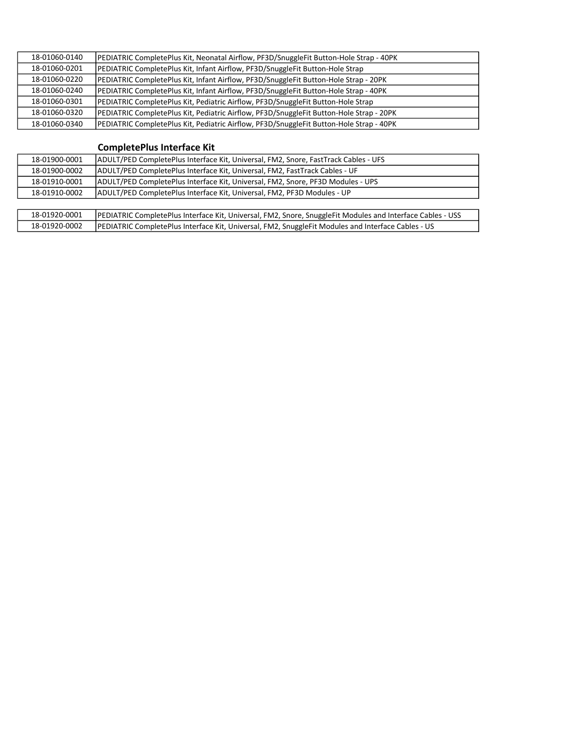| | |
|---|---|
| 18-01060-0140 | PEDIATRIC CompletePlus Kit, Neonatal Airflow, PF3D/SnuggleFit Button-Hole Strap - 40PK |
| 18-01060-0201 | PEDIATRIC CompletePlus Kit, Infant Airflow, PF3D/SnuggleFit Button-Hole Strap |
| 18-01060-0220 | PEDIATRIC CompletePlus Kit, Infant Airflow, PF3D/SnuggleFit Button-Hole Strap - 20PK |
| 18-01060-0240 | PEDIATRIC CompletePlus Kit, Infant Airflow, PF3D/SnuggleFit Button-Hole Strap - 40PK |
| 18-01060-0301 | PEDIATRIC CompletePlus Kit, Pediatric Airflow, PF3D/SnuggleFit Button-Hole Strap |
| 18-01060-0320 | PEDIATRIC CompletePlus Kit, Pediatric Airflow, PF3D/SnuggleFit Button-Hole Strap - 20PK |
| 18-01060-0340 | PEDIATRIC CompletePlus Kit, Pediatric Airflow, PF3D/SnuggleFit Button-Hole Strap - 40PK |

**CompletePlus Interface Kit**

| | |
|---|---|
| 18-01900-0001 | ADULT/PED CompletePlus Interface Kit, Universal, FM2, Snore, FastTrack Cables - UFS |
| 18-01900-0002 | ADULT/PED CompletePlus Interface Kit, Universal, FM2, FastTrack Cables - UF |
| 18-01910-0001 | ADULT/PED CompletePlus Interface Kit, Universal, FM2, Snore, PF3D Modules - UPS |
| 18-01910-0002 | ADULT/PED CompletePlus Interface Kit, Universal, FM2, PF3D Modules - UP |

| | |
|---|---|
| 18-01920-0001 | PEDIATRIC CompletePlus Interface Kit, Universal, FM2, Snore, SnuggleFit Modules and Interface Cables - USS |
| 18-01920-0002 | PEDIATRIC CompletePlus Interface Kit, Universal, FM2, SnuggleFit Modules and Interface Cables - US |